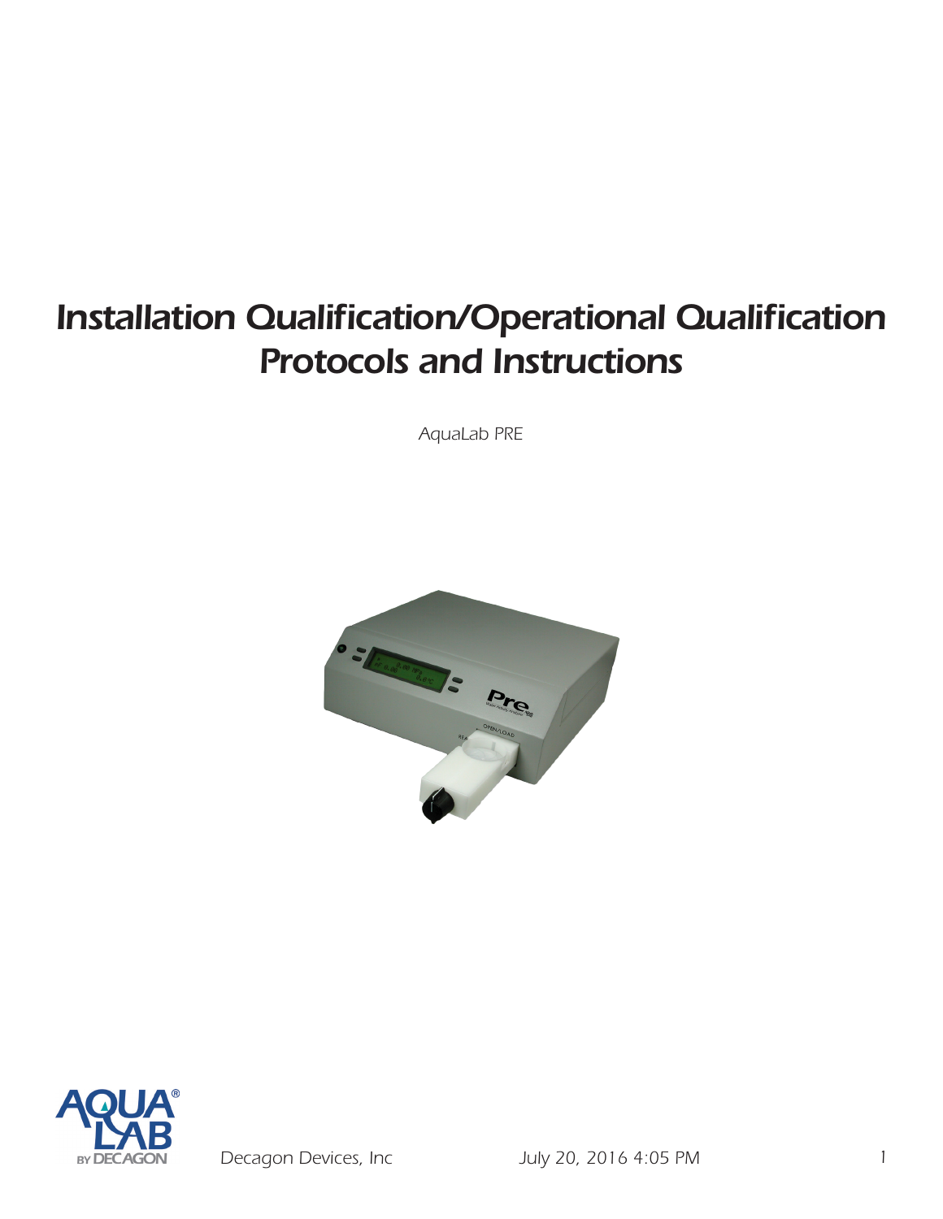# Installation Qualification/Operational Qualification Protocols and Instructions

*AquaLab PRE*

Decagon Devices, Inc July 20, 2016 4:05 PM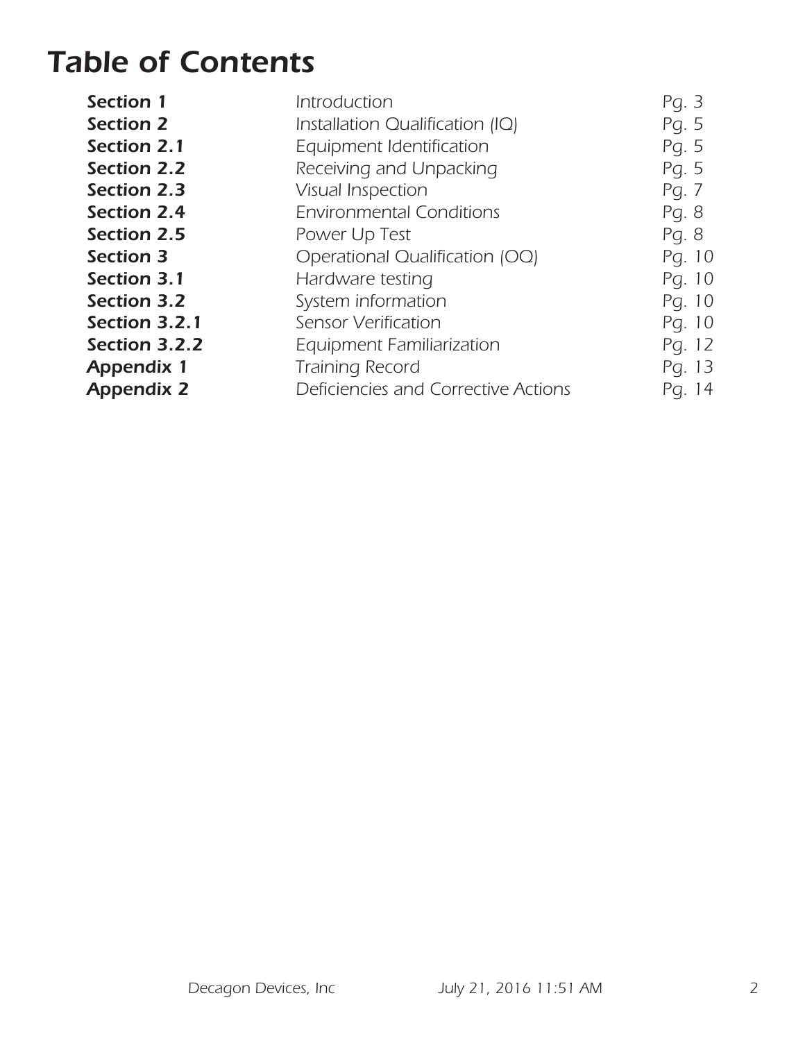# *Table of Contents*

| | | |
|---|---|---|
| ***Section 1*** | *Introduction* | *Pg. 3* |
| ***Section 2*** | *Installation Qualification (IQ)* | *Pg. 5* |
| ***Section 2.1*** | *Equipment Identification* | *Pg. 5* |
| ***Section 2.2*** | *Receiving and Unpacking* | *Pg. 5* |
| ***Section 2.3*** | *Visual Inspection* | *Pg. 7* |
| ***Section 2.4*** | *Environmental Conditions* | *Pg. 8* |
| ***Section 2.5*** | *Power Up Test* | *Pg. 8* |
| ***Section 3*** | *Operational Qualification (OQ)* | *Pg. 10* |
| ***Section 3.1*** | *Hardware testing* | *Pg. 10* |
| ***Section 3.2*** | *System information* | *Pg. 10* |
| ***Section 3.2.1*** | *Sensor Verification* | *Pg. 10* |
| ***Section 3.2.2*** | *Equipment Familiarization* | *Pg. 12* |
| ***Appendix 1*** | *Training Record* | *Pg. 13* |
| ***Appendix 2*** | *Deficiencies and Corrective Actions* | *Pg. 14* |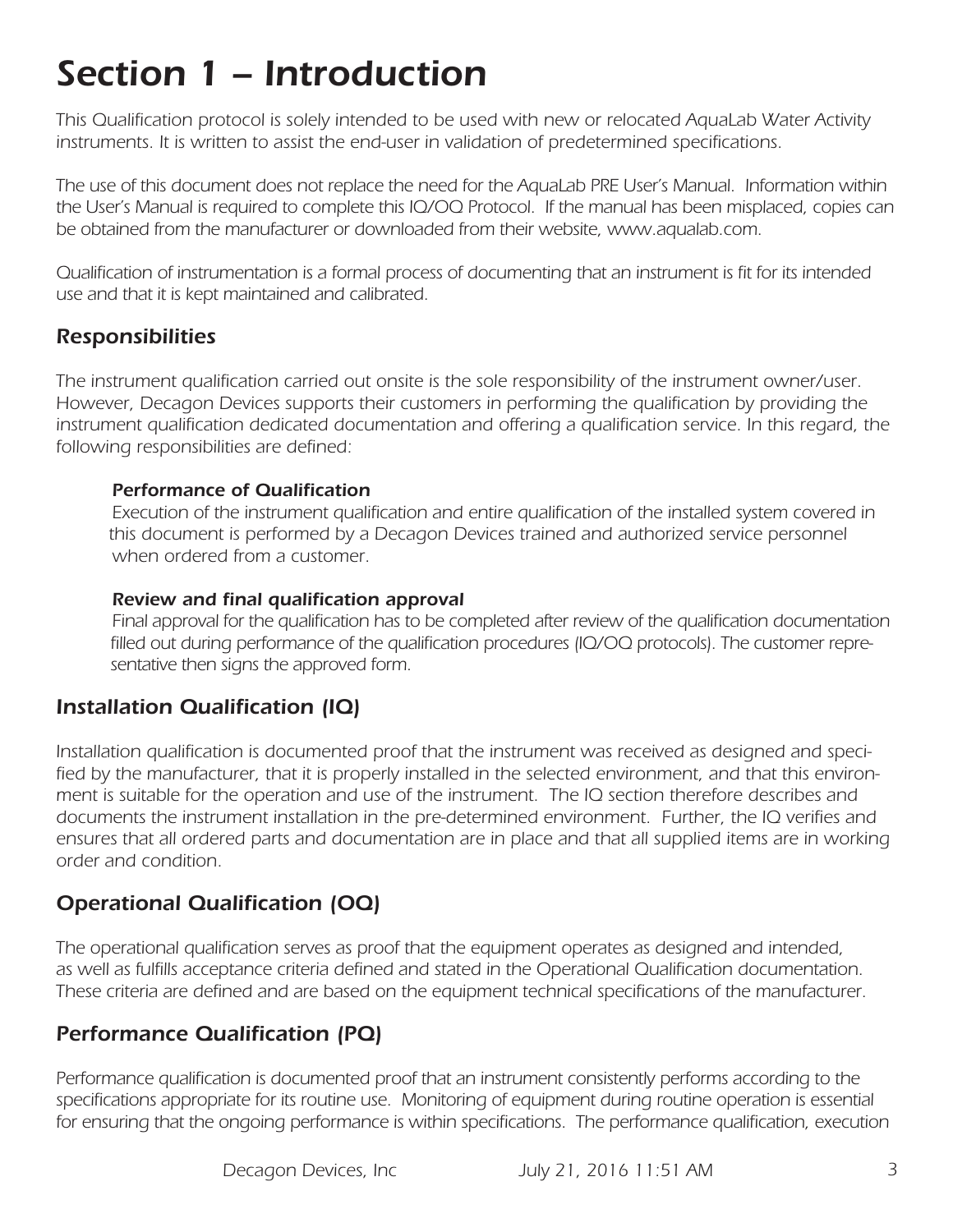# Section 1 – Introduction

This Qualification protocol is solely intended to be used with new or relocated AquaLab Water Activity instruments. It is written to assist the end-user in validation of predetermined specifications.

The use of this document does not replace the need for the AquaLab PRE User's Manual. Information within the User's Manual is required to complete this IQ/OQ Protocol. If the manual has been misplaced, copies can be obtained from the manufacturer or downloaded from their website, www.aqualab.com.

Qualification of instrumentation is a formal process of documenting that an instrument is fit for its intended use and that it is kept maintained and calibrated.

## Responsibilities

The instrument qualification carried out onsite is the sole responsibility of the instrument owner/user. However, Decagon Devices supports their customers in performing the qualification by providing the instrument qualification dedicated documentation and offering a qualification service. In this regard, the following responsibilities are defined:

### Performance of Qualification

Execution of the instrument qualification and entire qualification of the installed system covered in this document is performed by a Decagon Devices trained and authorized service personnel when ordered from a customer.

### Review and final qualification approval

Final approval for the qualification has to be completed after review of the qualification documentation filled out during performance of the qualification procedures (IQ/OQ protocols). The customer representative then signs the approved form.

## Installation Qualification (IQ)

Installation qualification is documented proof that the instrument was received as designed and specified by the manufacturer, that it is properly installed in the selected environment, and that this environment is suitable for the operation and use of the instrument. The IQ section therefore describes and documents the instrument installation in the pre-determined environment. Further, the IQ verifies and ensures that all ordered parts and documentation are in place and that all supplied items are in working order and condition.

## Operational Qualification (OQ)

The operational qualification serves as proof that the equipment operates as designed and intended, as well as fulfills acceptance criteria defined and stated in the Operational Qualification documentation. These criteria are defined and are based on the equipment technical specifications of the manufacturer.

## Performance Qualification (PQ)

Performance qualification is documented proof that an instrument consistently performs according to the specifications appropriate for its routine use. Monitoring of equipment during routine operation is essential for ensuring that the ongoing performance is within specifications. The performance qualification, execution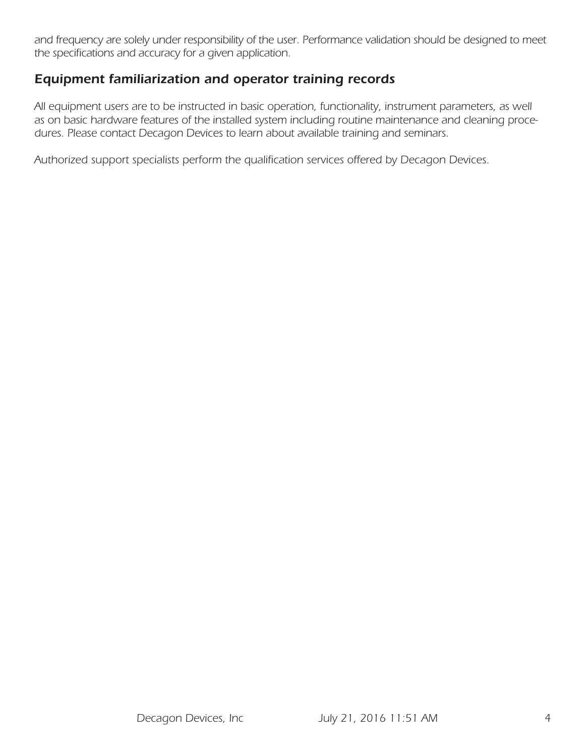*and frequency are solely under responsibility of the user. Performance validation should be designed to meet the specifications and accuracy for a given application.*

## *Equipment familiarization and operator training records*

*All equipment users are to be instructed in basic operation, functionality, instrument parameters, as well as on basic hardware features of the installed system including routine maintenance and cleaning procedures. Please contact Decagon Devices to learn about available training and seminars.*

*Authorized support specialists perform the qualification services offered by Decagon Devices.*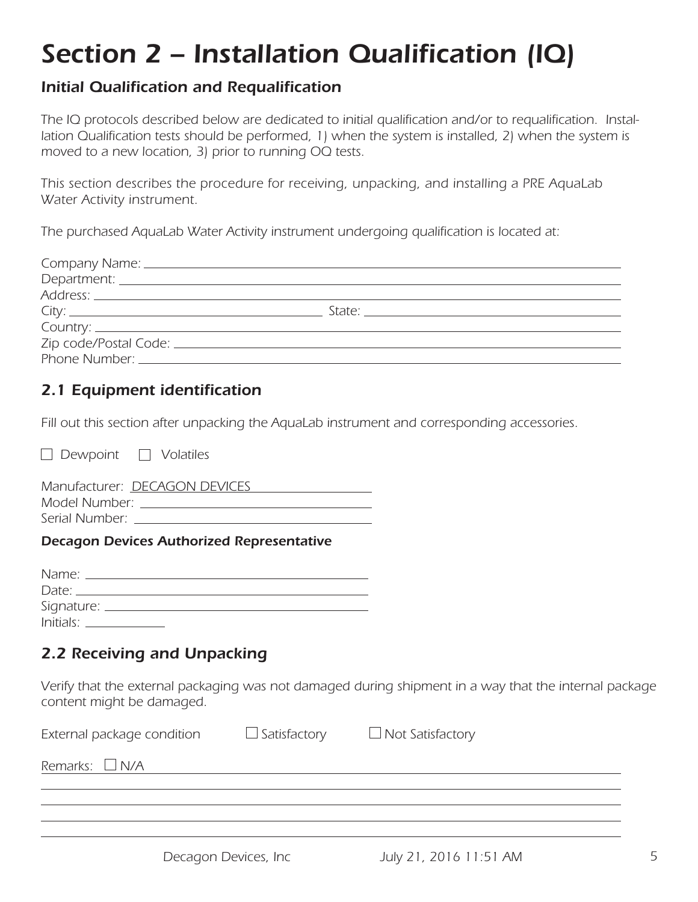# Section 2 – Installation Qualification (IQ)

### Initial Qualification and Requalification

*The IQ protocols described below are dedicated to initial qualification and/or to requalification. Installation Qualification tests should be performed, 1) when the system is installed, 2) when the system is moved to a new location, 3) prior to running OQ tests.*

*This section describes the procedure for receiving, unpacking, and installing a PRE AquaLab Water Activity instrument.*

*The purchased AquaLab Water Activity instrument undergoing qualification is located at:*

Company Name: ______________________________

Department: ______________________________

Address: ______________________________

City: ______________________ State: ______________________

Country: ______________________________

Zip code/Postal Code: ______________________________

Phone Number: ______________________________

## 2.1 Equipment identification

*Fill out this section after unpacking the AquaLab instrument and corresponding accessories.*

☐ Dewpoint ☐ Volatiles

Manufacturer: DECAGON DEVICES

Model Number: ______________________

Serial Number: ______________________

### Decagon Devices Authorized Representative

Name: ______________________

Date: ______________________

Signature: ______________________

Initials: __________

## 2.2 Receiving and Unpacking

*Verify that the external packaging was not damaged during shipment in a way that the internal package content might be damaged.*

External package condition ☐ Satisfactory ☐ Not Satisfactory

Remarks: ☐ N/A ______________________________

______________________________

______________________________

______________________________

______________________________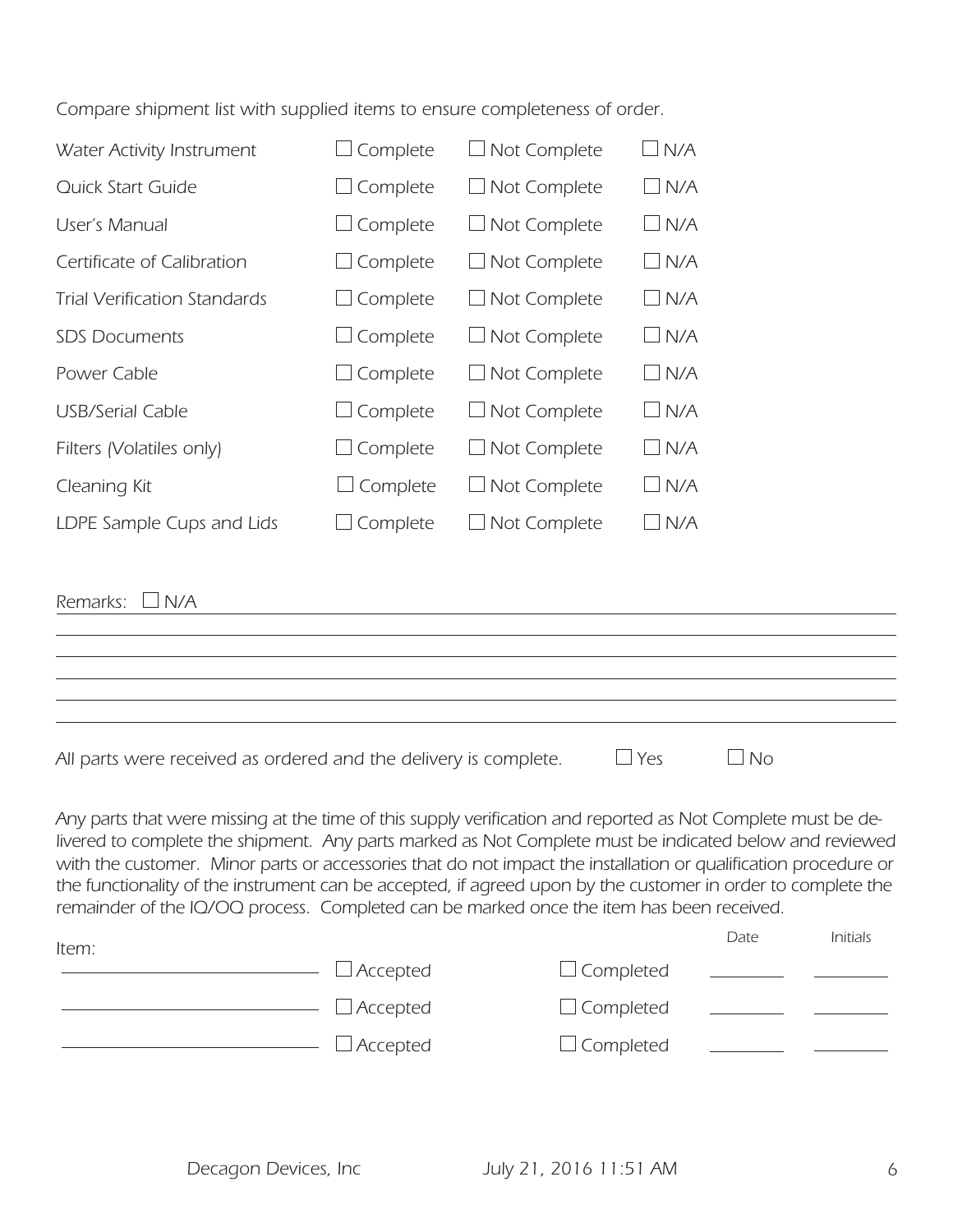*Compare shipment list with supplied items to ensure completeness of order.*

| Item | | | |
|---|---|---|---|
| *Water Activity Instrument* | ☐ Complete | ☐ Not Complete | ☐ N/A |
| *Quick Start Guide* | ☐ Complete | ☐ Not Complete | ☐ N/A |
| *User's Manual* | ☐ Complete | ☐ Not Complete | ☐ N/A |
| *Certificate of Calibration* | ☐ Complete | ☐ Not Complete | ☐ N/A |
| *Trial Verification Standards* | ☐ Complete | ☐ Not Complete | ☐ N/A |
| *SDS Documents* | ☐ Complete | ☐ Not Complete | ☐ N/A |
| *Power Cable* | ☐ Complete | ☐ Not Complete | ☐ N/A |
| *USB/Serial Cable* | ☐ Complete | ☐ Not Complete | ☐ N/A |
| *Filters (Volatiles only)* | ☐ Complete | ☐ Not Complete | ☐ N/A |
| *Cleaning Kit* | ☐ Complete | ☐ Not Complete | ☐ N/A |
| *LDPE Sample Cups and Lids* | ☐ Complete | ☐ Not Complete | ☐ N/A |

*Remarks:* ☐ N/A ______________________________________________

______________________________________________

______________________________________________

______________________________________________

______________________________________________

______________________________________________

*All parts were received as ordered and the delivery is complete.* ☐ Yes ☐ No

*Any parts that were missing at the time of this supply verification and reported as Not Complete must be delivered to complete the shipment. Any parts marked as Not Complete must be indicated below and reviewed with the customer. Minor parts or accessories that do not impact the installation or qualification procedure or the functionality of the instrument can be accepted, if agreed upon by the customer in order to complete the remainder of the IQ/OQ process. Completed can be marked once the item has been received.*

| Item: | | | Date | Initials |
|---|---|---|---|---|
| ____________________ | ☐ Accepted | ☐ Completed | ________ | ________ |
| ____________________ | ☐ Accepted | ☐ Completed | ________ | ________ |
| ____________________ | ☐ Accepted | ☐ Completed | ________ | ________ |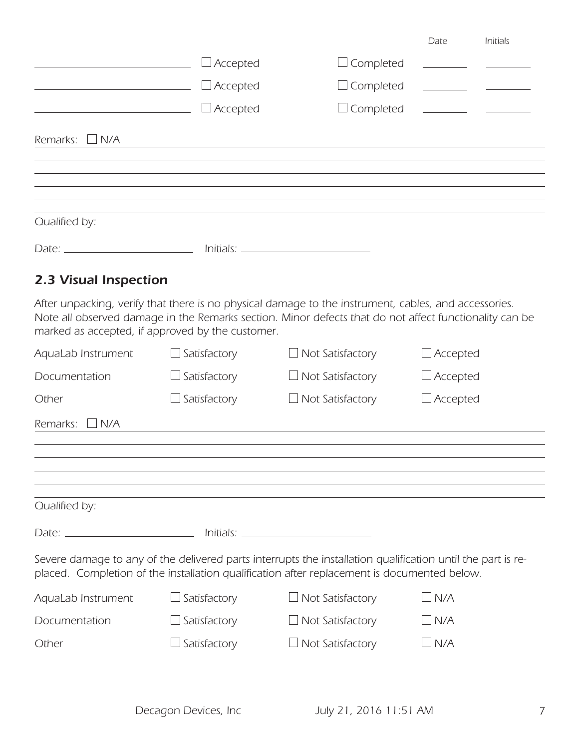| | | | Date | Initials |
|---|---|---|---|---|
| ______________________ | ☐ Accepted | ☐ Completed | ________ | ________ |
| ______________________ | ☐ Accepted | ☐ Completed | ________ | ________ |
| ______________________ | ☐ Accepted | ☐ Completed | ________ | ________ |

Remarks: ☐ N/A ____________________________________________

____________________________________________

____________________________________________

____________________________________________

____________________________________________

Qualified by:

Date: ____________________ Initials: ____________________

## 2.3 Visual Inspection

*After unpacking, verify that there is no physical damage to the instrument, cables, and accessories. Note all observed damage in the Remarks section. Minor defects that do not affect functionality can be marked as accepted, if approved by the customer.*

| | | | |
|---|---|---|---|
| AquaLab Instrument | ☐ Satisfactory | ☐ Not Satisfactory | ☐ Accepted |
| Documentation | ☐ Satisfactory | ☐ Not Satisfactory | ☐ Accepted |
| Other | ☐ Satisfactory | ☐ Not Satisfactory | ☐ Accepted |

Remarks: ☐ N/A ____________________________________________

____________________________________________

____________________________________________

____________________________________________

____________________________________________

Qualified by:

Date: ____________________ Initials: ____________________

*Severe damage to any of the delivered parts interrupts the installation qualification until the part is replaced. Completion of the installation qualification after replacement is documented below.*

| | | | |
|---|---|---|---|
| AquaLab Instrument | ☐ Satisfactory | ☐ Not Satisfactory | ☐ N/A |
| Documentation | ☐ Satisfactory | ☐ Not Satisfactory | ☐ N/A |
| Other | ☐ Satisfactory | ☐ Not Satisfactory | ☐ N/A |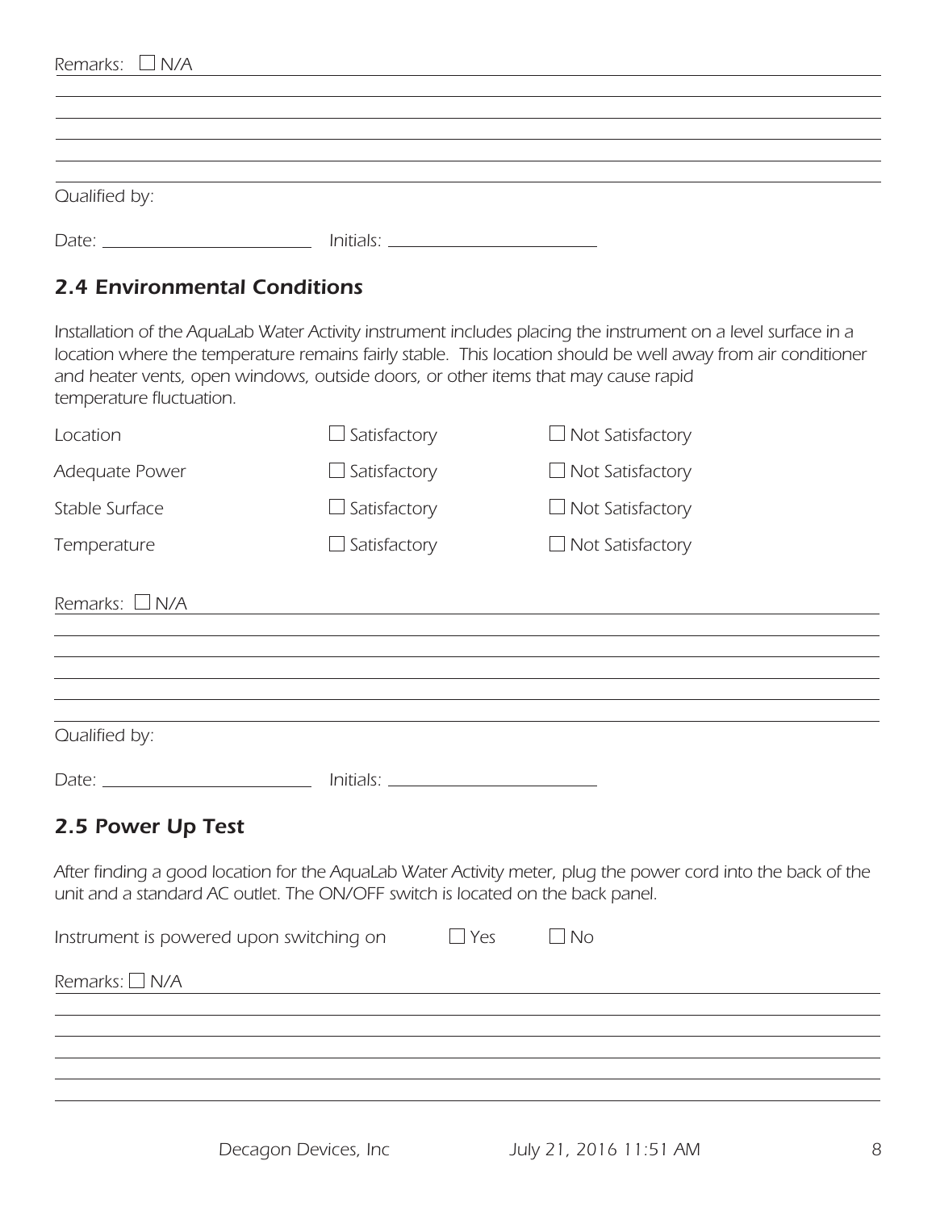Remarks: ☐ N/A

Qualified by:

Date: ____________________ Initials: ____________________

## 2.4 Environmental Conditions

*Installation of the AquaLab Water Activity instrument includes placing the instrument on a level surface in a location where the temperature remains fairly stable. This location should be well away from air conditioner and heater vents, open windows, outside doors, or other items that may cause rapid temperature fluctuation.*

| | | |
|---|---|---|
| Location | ☐ Satisfactory | ☐ Not Satisfactory |
| Adequate Power | ☐ Satisfactory | ☐ Not Satisfactory |
| Stable Surface | ☐ Satisfactory | ☐ Not Satisfactory |
| Temperature | ☐ Satisfactory | ☐ Not Satisfactory |

Remarks: ☐ N/A

Qualified by:

Date: ____________________ Initials: ____________________

## 2.5 Power Up Test

*After finding a good location for the AquaLab Water Activity meter, plug the power cord into the back of the unit and a standard AC outlet. The ON/OFF switch is located on the back panel.*

Instrument is powered upon switching on ☐ Yes ☐ No

Remarks: ☐ N/A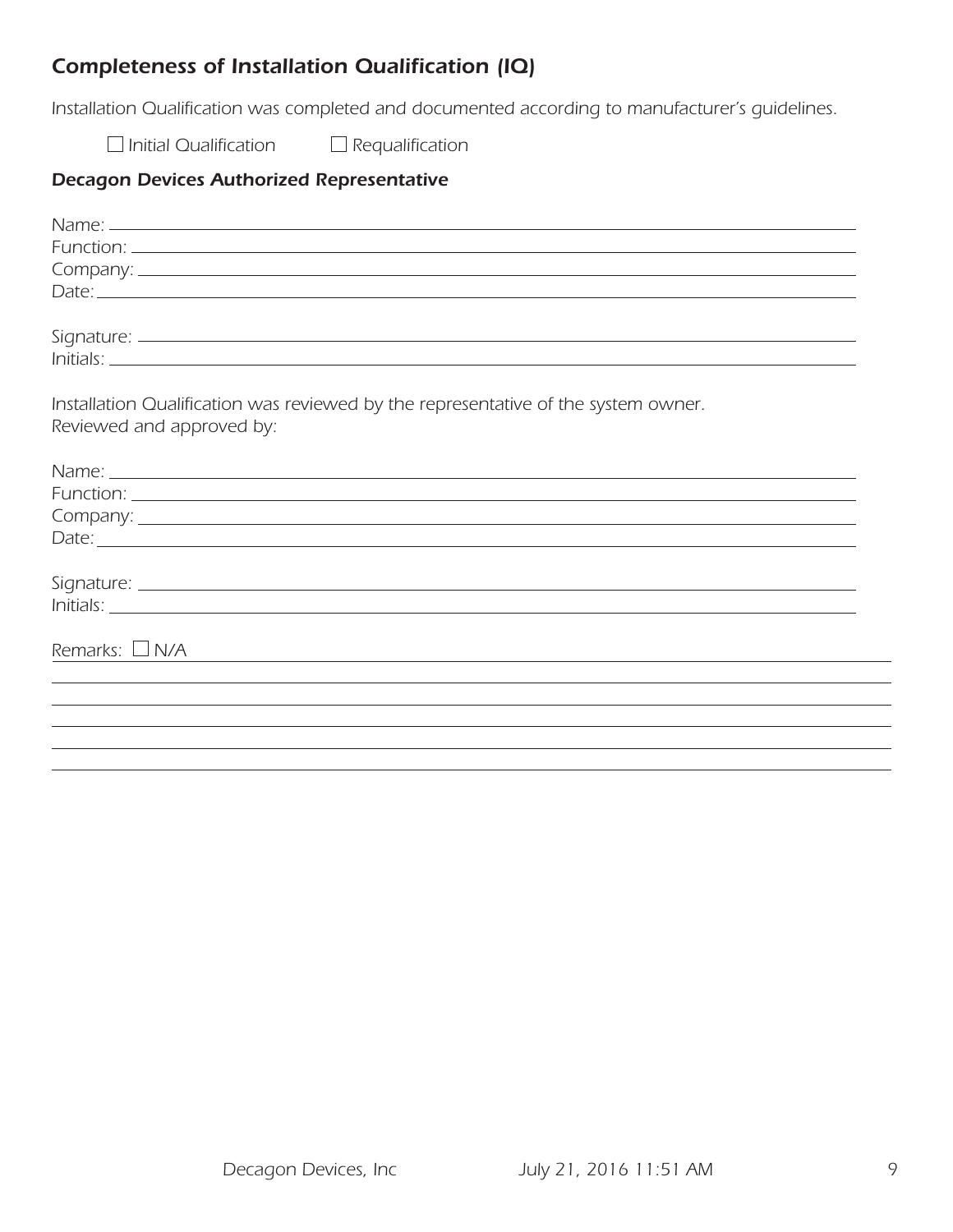## *Completeness of Installation Qualification (IQ)*

*Installation Qualification was completed and documented according to manufacturer's guidelines.*

☐ *Initial Qualification* ☐ *Requalification*

### *Decagon Devices Authorized Representative*

*Name:* ______________________________

*Function:* ______________________________

*Company:* ______________________________

*Date:* ______________________________

*Signature:* ______________________________

*Initials:* ______________________________

*Installation Qualification was reviewed by the representative of the system owner.*
*Reviewed and approved by:*

*Name:* ______________________________

*Function:* ______________________________

*Company:* ______________________________

*Date:* ______________________________

*Signature:* ______________________________

*Initials:* ______________________________

*Remarks:* ☐ *N/A* ______________________________

______________________________

______________________________

______________________________

______________________________

______________________________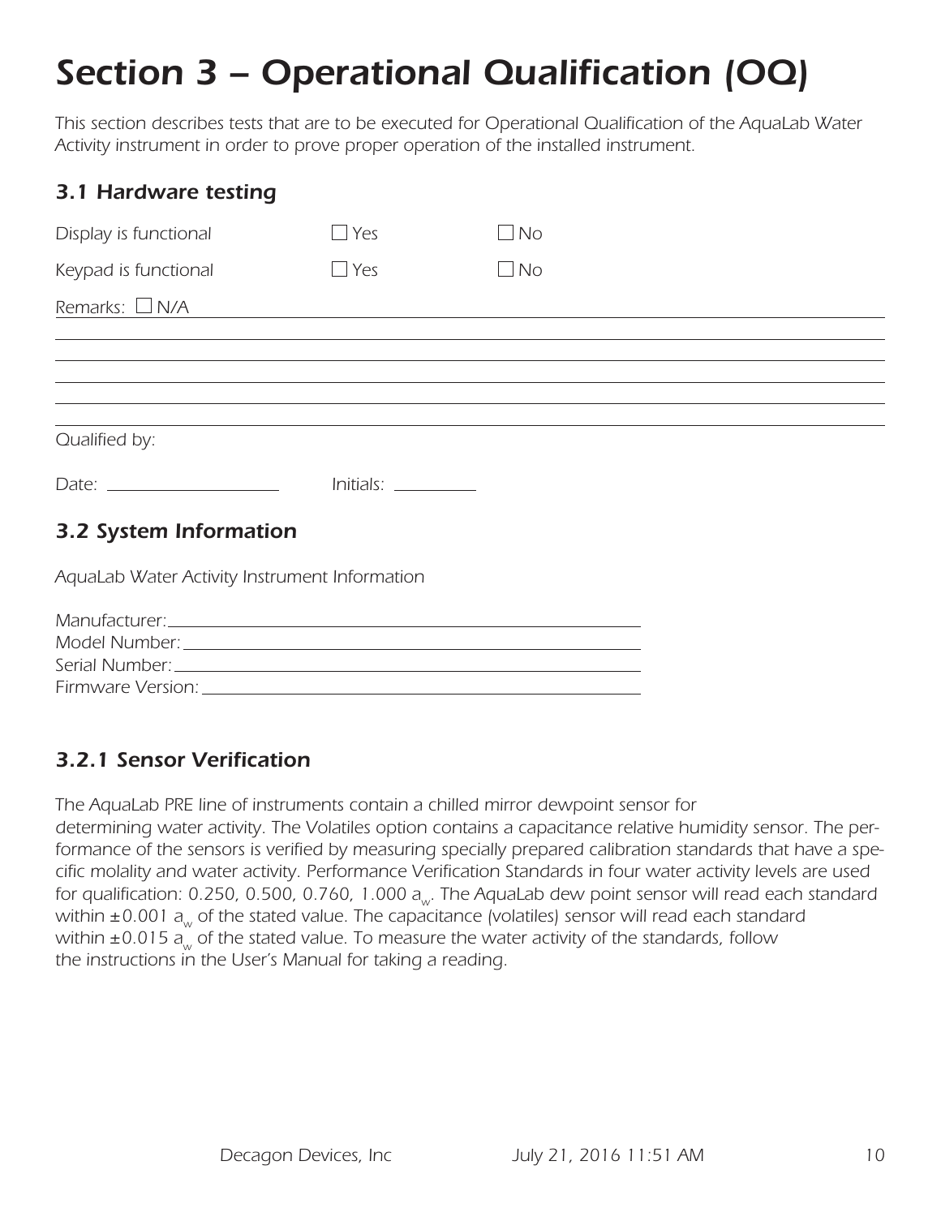# Section 3 – Operational Qualification (OQ)

*This section describes tests that are to be executed for Operational Qualification of the AquaLab Water Activity instrument in order to prove proper operation of the installed instrument.*

## 3.1 Hardware testing

| | | |
|---|---|---|
| Display is functional | ☐ Yes | ☐ No |
| Keypad is functional | ☐ Yes | ☐ No |

Remarks: ☐ N/A \_\_\_\_\_\_\_\_\_\_\_\_\_\_\_\_\_\_\_\_\_\_\_\_\_\_\_\_\_\_\_\_\_\_\_\_\_\_\_\_

\_\_\_\_\_\_\_\_\_\_\_\_\_\_\_\_\_\_\_\_\_\_\_\_\_\_\_\_\_\_\_\_\_\_\_\_\_\_\_\_\_\_\_\_\_\_\_\_\_\_\_\_

\_\_\_\_\_\_\_\_\_\_\_\_\_\_\_\_\_\_\_\_\_\_\_\_\_\_\_\_\_\_\_\_\_\_\_\_\_\_\_\_\_\_\_\_\_\_\_\_\_\_\_\_

\_\_\_\_\_\_\_\_\_\_\_\_\_\_\_\_\_\_\_\_\_\_\_\_\_\_\_\_\_\_\_\_\_\_\_\_\_\_\_\_\_\_\_\_\_\_\_\_\_\_\_\_

\_\_\_\_\_\_\_\_\_\_\_\_\_\_\_\_\_\_\_\_\_\_\_\_\_\_\_\_\_\_\_\_\_\_\_\_\_\_\_\_\_\_\_\_\_\_\_\_\_\_\_\_

\_\_\_\_\_\_\_\_\_\_\_\_\_\_\_\_\_\_\_\_\_\_\_\_\_\_\_\_\_\_\_\_\_\_\_\_\_\_\_\_\_\_\_\_\_\_\_\_\_\_\_\_

Qualified by:

Date: \_\_\_\_\_\_\_\_\_\_\_\_\_\_\_\_\_\_ Initials: \_\_\_\_\_\_\_\_\_

## 3.2 System Information

*AquaLab Water Activity Instrument Information*

Manufacturer: \_\_\_\_\_\_\_\_\_\_\_\_\_\_\_\_\_\_\_\_\_\_\_\_\_\_\_\_\_\_\_\_\_\_\_\_\_\_\_\_\_\_\_\_\_\_
Model Number: \_\_\_\_\_\_\_\_\_\_\_\_\_\_\_\_\_\_\_\_\_\_\_\_\_\_\_\_\_\_\_\_\_\_\_\_\_\_\_\_\_\_\_\_\_\_
Serial Number: \_\_\_\_\_\_\_\_\_\_\_\_\_\_\_\_\_\_\_\_\_\_\_\_\_\_\_\_\_\_\_\_\_\_\_\_\_\_\_\_\_\_\_\_\_\_
Firmware Version: \_\_\_\_\_\_\_\_\_\_\_\_\_\_\_\_\_\_\_\_\_\_\_\_\_\_\_\_\_\_\_\_\_\_\_\_\_\_\_\_\_\_\_\_

### 3.2.1 Sensor Verification

*The AquaLab PRE line of instruments contain a chilled mirror dewpoint sensor for determining water activity. The Volatiles option contains a capacitance relative humidity sensor. The performance of the sensors is verified by measuring specially prepared calibration standards that have a specific molality and water activity. Performance Verification Standards in four water activity levels are used for qualification: 0.250, 0.500, 0.760, 1.000 $a_w$. The AquaLab dew point sensor will read each standard within ±0.001 $a_w$ of the stated value. The capacitance (volatiles) sensor will read each standard within ±0.015 $a_w$ of the stated value. To measure the water activity of the standards, follow the instructions in the User's Manual for taking a reading.*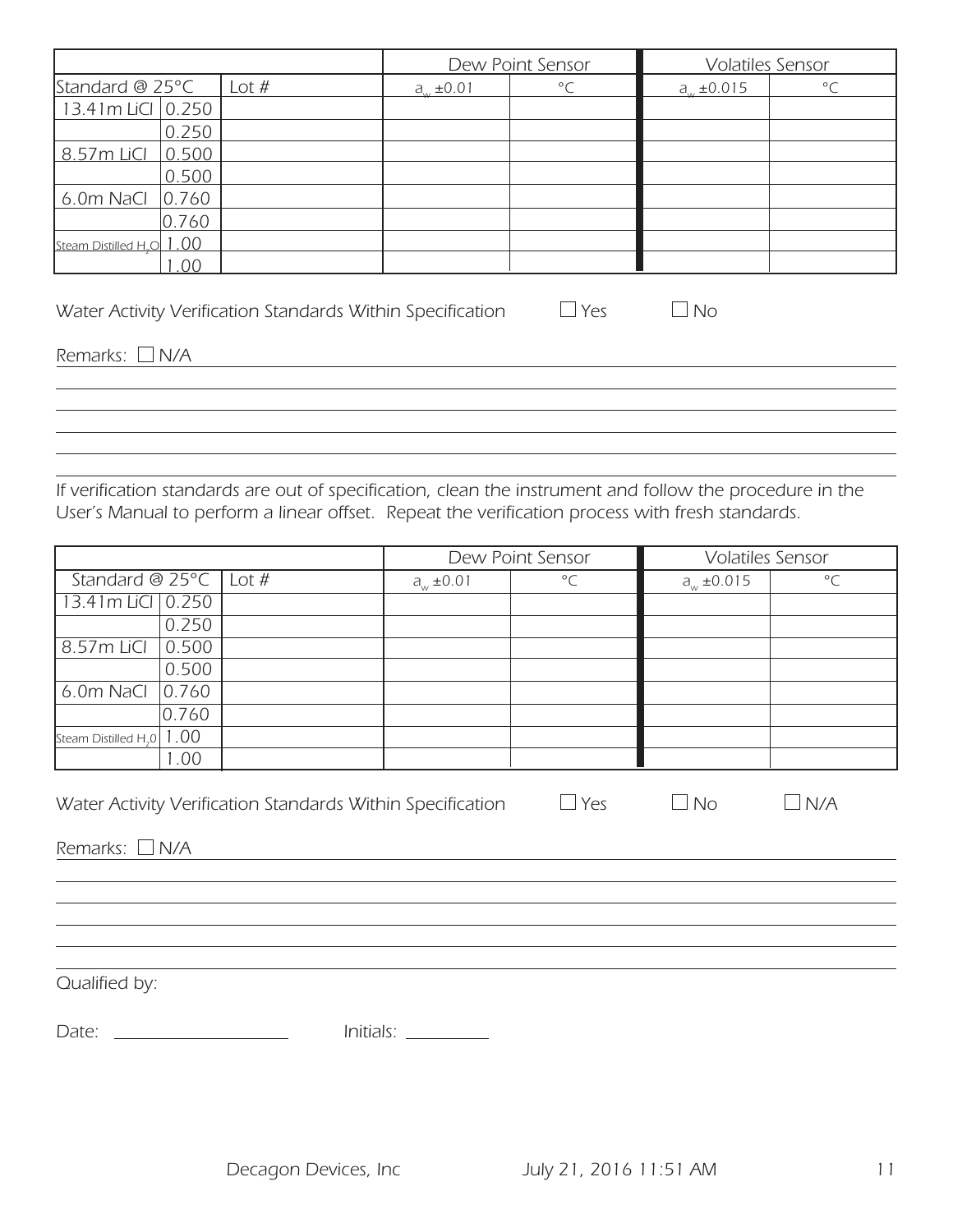| | | | Dew Point Sensor | | Volatiles Sensor | |
|---|---|---|---|---|---|---|
| Standard @ 25°C | | Lot # | $a_w$ ±0.01 | °C | $a_w$ ±0.015 | °C |
| 13.41m LiCl | 0.250 | | | | | |
| | 0.250 | | | | | |
| 8.57m LiCl | 0.500 | | | | | |
| | 0.500 | | | | | |
| 6.0m NaCl | 0.760 | | | | | |
| | 0.760 | | | | | |
| Steam Distilled $H_2O$ | 1.00 | | | | | |
| | 1.00 | | | | | |

*Water Activity Verification Standards Within Specification* ☐ Yes ☐ No

*Remarks:* ☐ N/A

*If verification standards are out of specification, clean the instrument and follow the procedure in the User's Manual to perform a linear offset. Repeat the verification process with fresh standards.*

| | | | Dew Point Sensor | | Volatiles Sensor | |
|---|---|---|---|---|---|---|
| Standard @ 25°C | | Lot # | $a_w$ ±0.01 | °C | $a_w$ ±0.015 | °C |
| 13.41m LiCl | 0.250 | | | | | |
| | 0.250 | | | | | |
| 8.57m LiCl | 0.500 | | | | | |
| | 0.500 | | | | | |
| 6.0m NaCl | 0.760 | | | | | |
| | 0.760 | | | | | |
| Steam Distilled $H_20$ | 1.00 | | | | | |
| | 1.00 | | | | | |

*Water Activity Verification Standards Within Specification* ☐ Yes ☐ No ☐ N/A

*Remarks:* ☐ N/A

*Qualified by:*

*Date:* ____________________ *Initials:* __________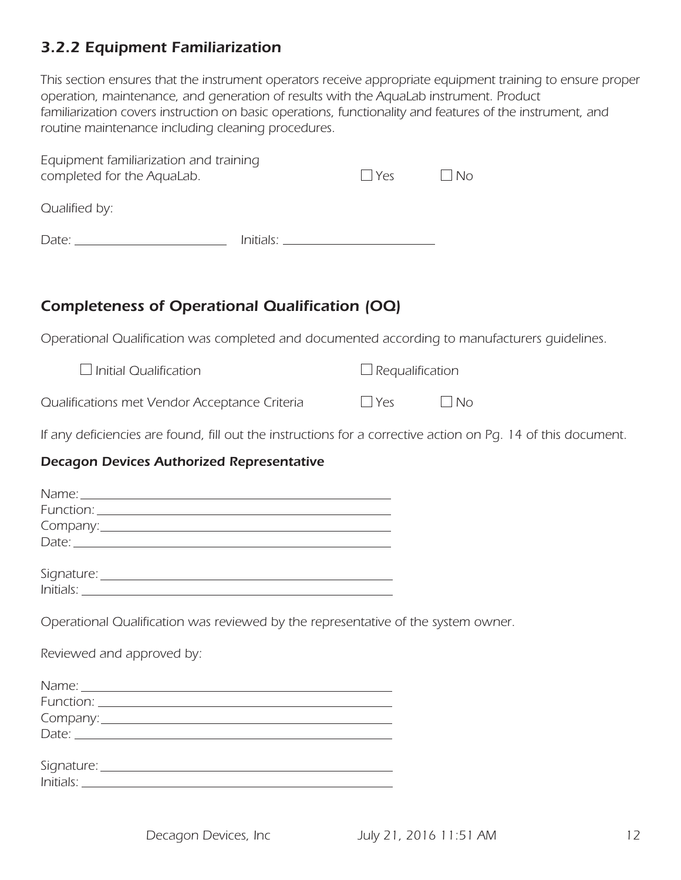### *3.2.2 Equipment Familiarization*

*This section ensures that the instrument operators receive appropriate equipment training to ensure proper operation, maintenance, and generation of results with the AquaLab instrument. Product familiarization covers instruction on basic operations, functionality and features of the instrument, and routine maintenance including cleaning procedures.*

*Equipment familiarization and training completed for the AquaLab.* ☐ *Yes* ☐ *No*

*Qualified by:*

*Date:* ____________________ *Initials:* ____________________

## *Completeness of Operational Qualification (OQ)*

*Operational Qualification was completed and documented according to manufacturers guidelines.*

☐ *Initial Qualification* ☐ *Requalification*

*Qualifications met Vendor Acceptance Criteria* ☐ *Yes* ☐ *No*

*If any deficiencies are found, fill out the instructions for a corrective action on Pg. 14 of this document.*

### *Decagon Devices Authorized Representative*

*Name:* ________________________________________
*Function:* ________________________________________
*Company:* ________________________________________
*Date:* ________________________________________

*Signature:* ________________________________________
*Initials:* ________________________________________

*Operational Qualification was reviewed by the representative of the system owner.*

*Reviewed and approved by:*

*Name:* ________________________________________
*Function:* ________________________________________
*Company:* ________________________________________
*Date:* ________________________________________

*Signature:* ________________________________________
*Initials:* ________________________________________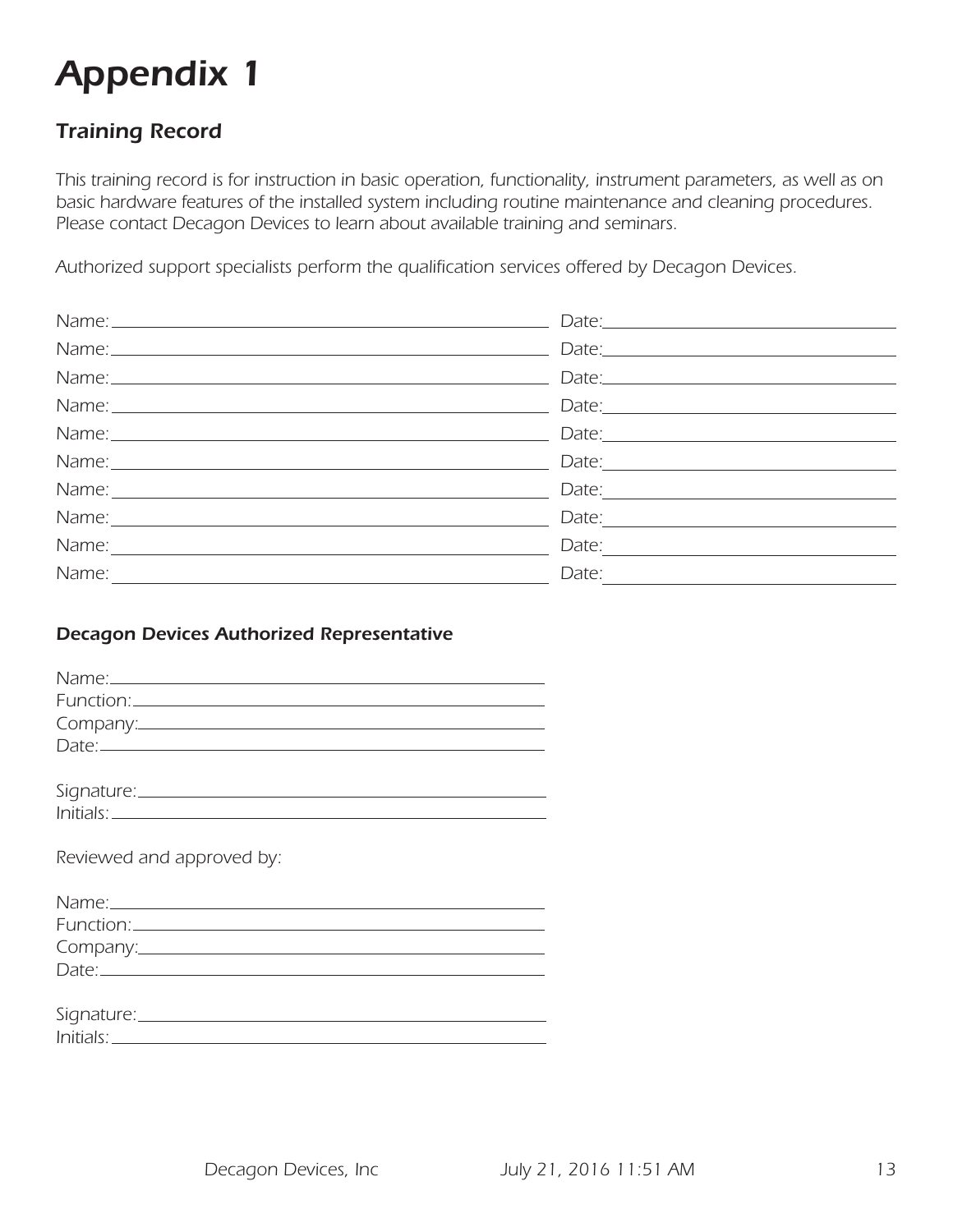# Appendix 1

## Training Record

*This training record is for instruction in basic operation, functionality, instrument parameters, as well as on basic hardware features of the installed system including routine maintenance and cleaning procedures. Please contact Decagon Devices to learn about available training and seminars.*

*Authorized support specialists perform the qualification services offered by Decagon Devices.*

Name:\_\_\_\_\_\_\_\_\_\_\_\_\_\_\_\_\_\_\_\_\_\_\_\_\_\_\_\_\_\_ Date:\_\_\_\_\_\_\_\_\_\_\_\_\_\_\_\_\_\_\_\_

Name:\_\_\_\_\_\_\_\_\_\_\_\_\_\_\_\_\_\_\_\_\_\_\_\_\_\_\_\_\_\_ Date:\_\_\_\_\_\_\_\_\_\_\_\_\_\_\_\_\_\_\_\_

Name:\_\_\_\_\_\_\_\_\_\_\_\_\_\_\_\_\_\_\_\_\_\_\_\_\_\_\_\_\_\_ Date:\_\_\_\_\_\_\_\_\_\_\_\_\_\_\_\_\_\_\_\_

Name:\_\_\_\_\_\_\_\_\_\_\_\_\_\_\_\_\_\_\_\_\_\_\_\_\_\_\_\_\_\_ Date:\_\_\_\_\_\_\_\_\_\_\_\_\_\_\_\_\_\_\_\_

Name:\_\_\_\_\_\_\_\_\_\_\_\_\_\_\_\_\_\_\_\_\_\_\_\_\_\_\_\_\_\_ Date:\_\_\_\_\_\_\_\_\_\_\_\_\_\_\_\_\_\_\_\_

Name:\_\_\_\_\_\_\_\_\_\_\_\_\_\_\_\_\_\_\_\_\_\_\_\_\_\_\_\_\_\_ Date:\_\_\_\_\_\_\_\_\_\_\_\_\_\_\_\_\_\_\_\_

Name:\_\_\_\_\_\_\_\_\_\_\_\_\_\_\_\_\_\_\_\_\_\_\_\_\_\_\_\_\_\_ Date:\_\_\_\_\_\_\_\_\_\_\_\_\_\_\_\_\_\_\_\_

Name:\_\_\_\_\_\_\_\_\_\_\_\_\_\_\_\_\_\_\_\_\_\_\_\_\_\_\_\_\_\_ Date:\_\_\_\_\_\_\_\_\_\_\_\_\_\_\_\_\_\_\_\_

Name:\_\_\_\_\_\_\_\_\_\_\_\_\_\_\_\_\_\_\_\_\_\_\_\_\_\_\_\_\_\_ Date:\_\_\_\_\_\_\_\_\_\_\_\_\_\_\_\_\_\_\_\_

Name:\_\_\_\_\_\_\_\_\_\_\_\_\_\_\_\_\_\_\_\_\_\_\_\_\_\_\_\_\_\_ Date:\_\_\_\_\_\_\_\_\_\_\_\_\_\_\_\_\_\_\_\_

### Decagon Devices Authorized Representative

Name:\_\_\_\_\_\_\_\_\_\_\_\_\_\_\_\_\_\_\_\_\_\_\_\_\_\_\_\_\_\_
Function:\_\_\_\_\_\_\_\_\_\_\_\_\_\_\_\_\_\_\_\_\_\_\_\_\_\_\_\_
Company:\_\_\_\_\_\_\_\_\_\_\_\_\_\_\_\_\_\_\_\_\_\_\_\_\_\_\_\_
Date:\_\_\_\_\_\_\_\_\_\_\_\_\_\_\_\_\_\_\_\_\_\_\_\_\_\_\_\_\_\_\_

Signature:\_\_\_\_\_\_\_\_\_\_\_\_\_\_\_\_\_\_\_\_\_\_\_\_\_\_\_
Initials:\_\_\_\_\_\_\_\_\_\_\_\_\_\_\_\_\_\_\_\_\_\_\_\_\_\_\_\_\_

*Reviewed and approved by:*

Name:\_\_\_\_\_\_\_\_\_\_\_\_\_\_\_\_\_\_\_\_\_\_\_\_\_\_\_\_\_\_
Function:\_\_\_\_\_\_\_\_\_\_\_\_\_\_\_\_\_\_\_\_\_\_\_\_\_\_\_\_
Company:\_\_\_\_\_\_\_\_\_\_\_\_\_\_\_\_\_\_\_\_\_\_\_\_\_\_\_\_
Date:\_\_\_\_\_\_\_\_\_\_\_\_\_\_\_\_\_\_\_\_\_\_\_\_\_\_\_\_\_\_\_

Signature:\_\_\_\_\_\_\_\_\_\_\_\_\_\_\_\_\_\_\_\_\_\_\_\_\_\_\_
Initials:\_\_\_\_\_\_\_\_\_\_\_\_\_\_\_\_\_\_\_\_\_\_\_\_\_\_\_\_\_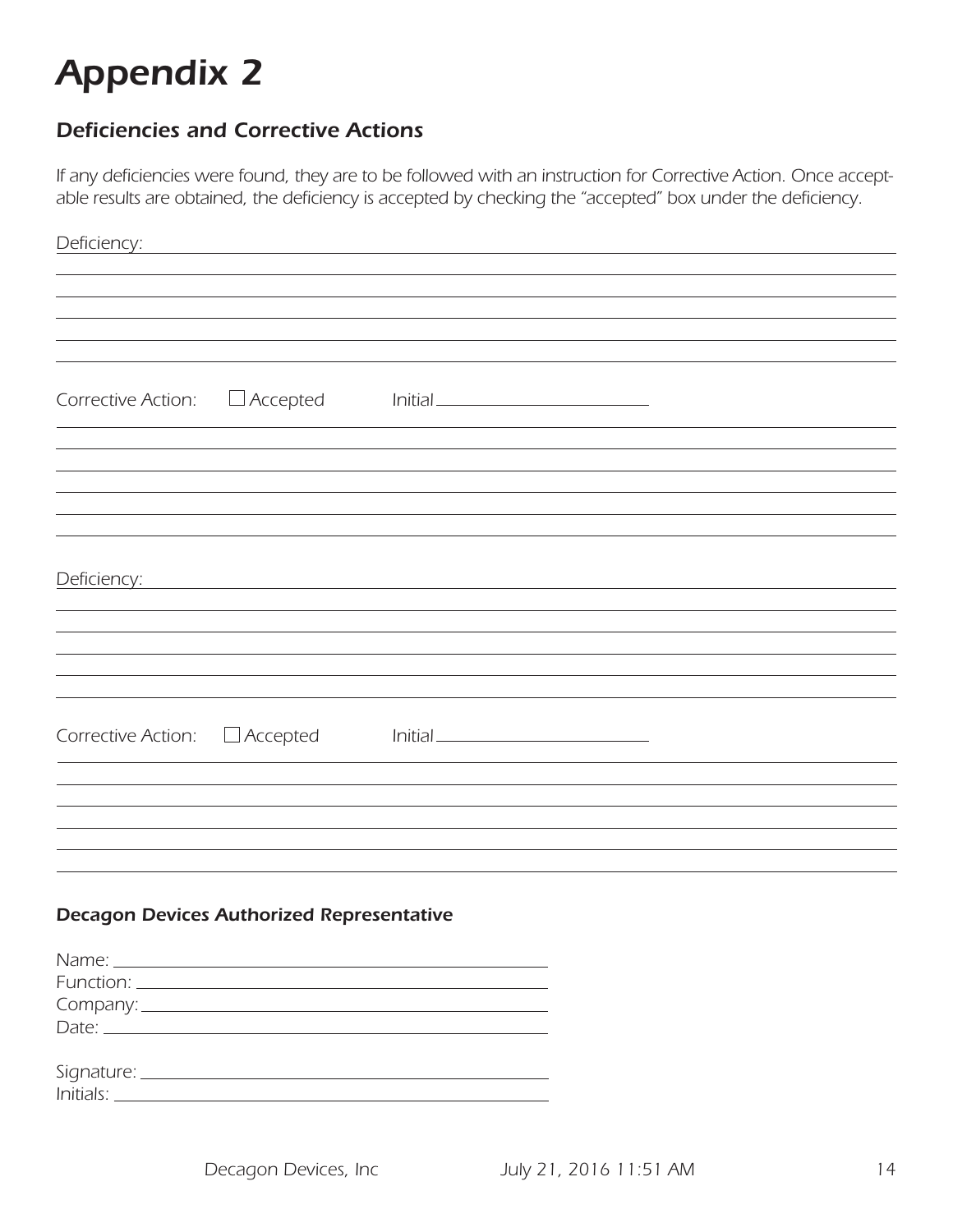# Appendix 2

### *Deficiencies and Corrective Actions*

*If any deficiencies were found, they are to be followed with an instruction for Corrective Action. Once acceptable results are obtained, the deficiency is accepted by checking the "accepted" box under the deficiency.*

Deficiency: ______________________________________________

______________________________________________

______________________________________________

______________________________________________

______________________________________________

______________________________________________

Corrective Action: ☐ Accepted Initial ______________

______________________________________________

______________________________________________

______________________________________________

______________________________________________

______________________________________________

Deficiency: ______________________________________________

______________________________________________

______________________________________________

______________________________________________

______________________________________________

______________________________________________

Corrective Action: ☐ Accepted Initial ______________

______________________________________________

______________________________________________

______________________________________________

______________________________________________

______________________________________________

### *Decagon Devices Authorized Representative*

Name: ______________________________

Function: ______________________________

Company: ______________________________

Date: ______________________________

Signature: ______________________________

Initials: ______________________________